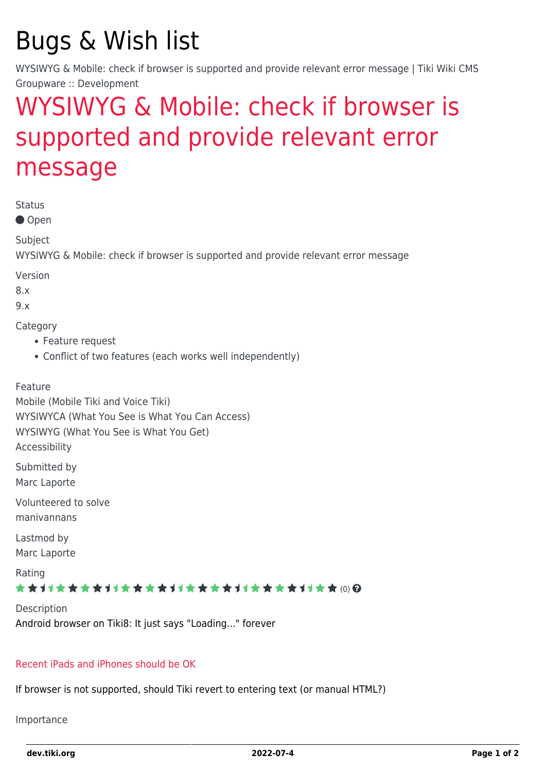# Bugs & Wish list

WYSIWYG & Mobile: check if browser is supported and provide relevant error message | Tiki Wiki CMS Groupware :: Development

## WYSIWYG & Mobile: check if browser is supported and provide relevant error message

Status

● Open

Subject

WYSIWYG & Mobile: check if browser is supported and provide relevant error message

Version

8.x

9.x

Category

- Feature request
- Conflict of two features (each works well independently)

Feature

Mobile (Mobile Tiki and Voice Tiki)

WYSIWYCA (What You See is What You Can Access)

WYSIWYG (What You See is What You Get)

Accessibility

Submitted by

Marc Laporte

Volunteered to solve

manivannans

Lastmod by

Marc Laporte

Rating

(0)

Description

Android browser on Tiki8: It just says "Loading..." forever

Recent iPads and iPhones should be OK

If browser is not supported, should Tiki revert to entering text (or manual HTML?)

Importance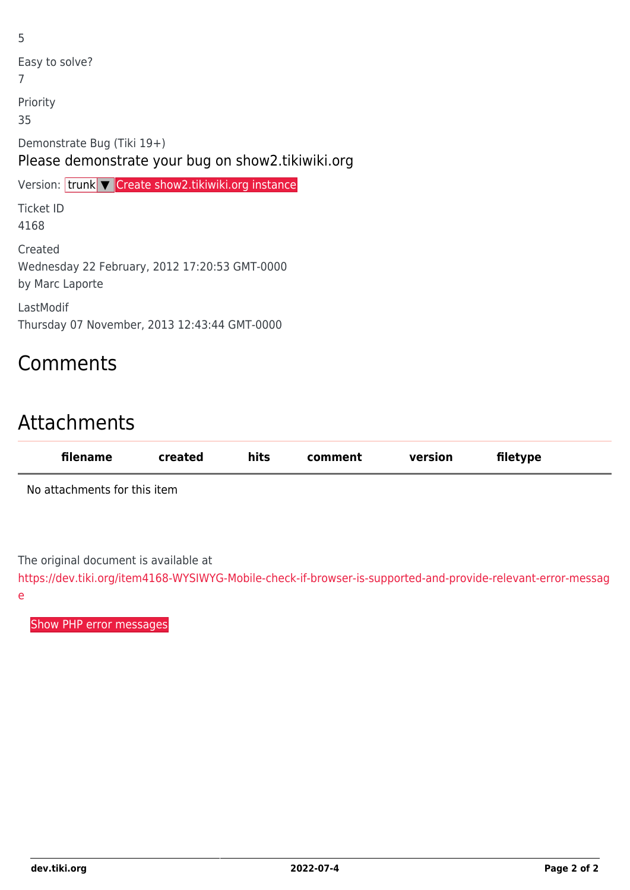5

Easy to solve?

7

Priority

35

Demonstrate Bug (Tiki 19+)

Please demonstrate your bug on show2.tikiwiki.org

Version: trunk ▼ Create show2.tikiwiki.org instance

Ticket ID

4168

Created

Wednesday 22 February, 2012 17:20:53 GMT-0000

by Marc Laporte

LastModif

Thursday 07 November, 2013 12:43:44 GMT-0000

## Comments

## Attachments

| filename | created | hits | comment | version | filetype |
|---|---|---|---|---|---|
| No attachments for this item | | | | | |

The original document is available at https://dev.tiki.org/item4168-WYSIWYG-Mobile-check-if-browser-is-supported-and-provide-relevant-error-message

Show PHP error messages